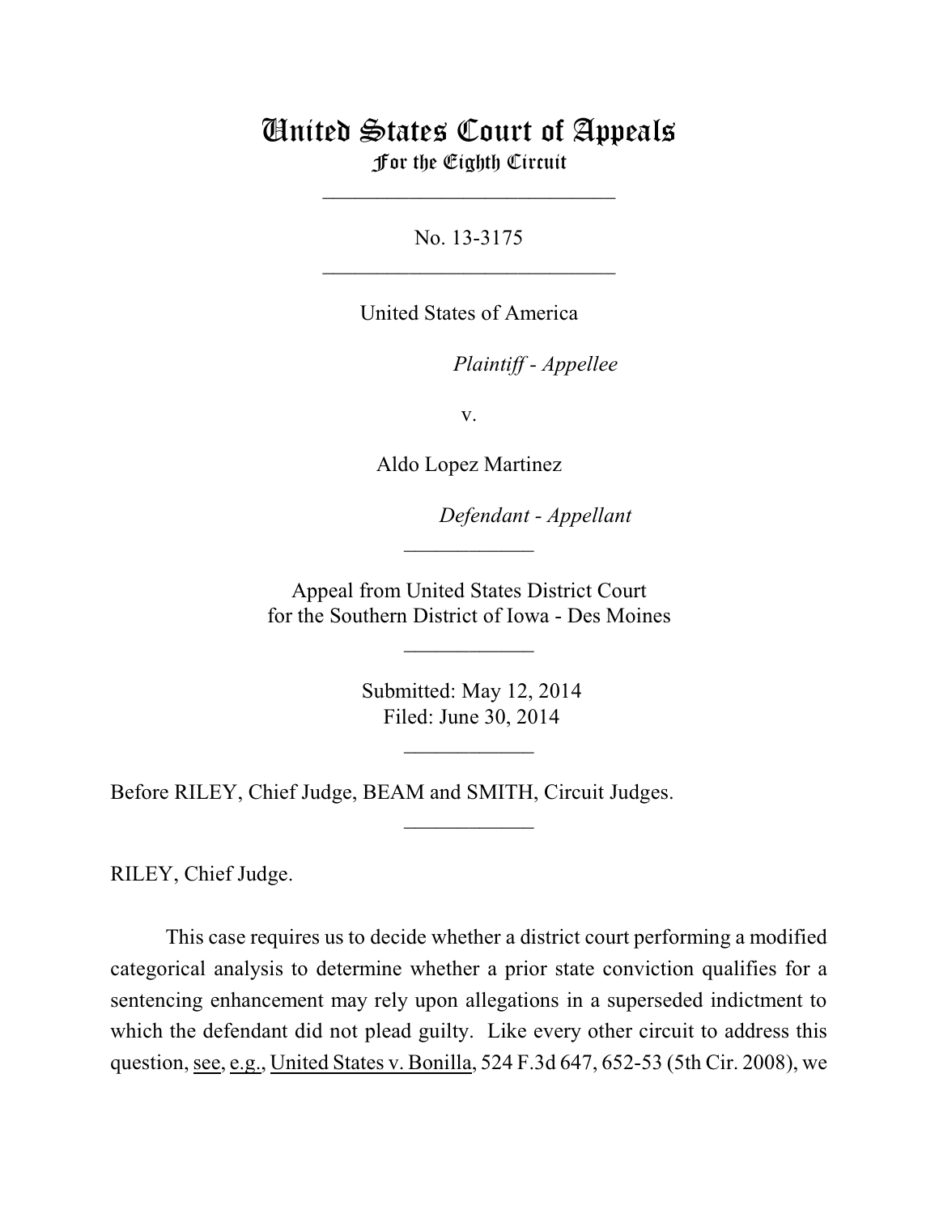# United States Court of Appeals
## For the Eighth Circuit

___________________________

No. 13-3175

___________________________

United States of America

*Plaintiff - Appellee*

v.

Aldo Lopez Martinez

*Defendant - Appellant*

____________

Appeal from United States District Court
for the Southern District of Iowa - Des Moines

____________

Submitted: May 12, 2014
Filed: June 30, 2014

____________

Before RILEY, Chief Judge, BEAM and SMITH, Circuit Judges.

____________

RILEY, Chief Judge.

This case requires us to decide whether a district court performing a modified categorical analysis to determine whether a prior state conviction qualifies for a sentencing enhancement may rely upon allegations in a superseded indictment to which the defendant did not plead guilty. Like every other circuit to address this question, see, e.g., United States v. Bonilla, 524 F.3d 647, 652-53 (5th Cir. 2008), we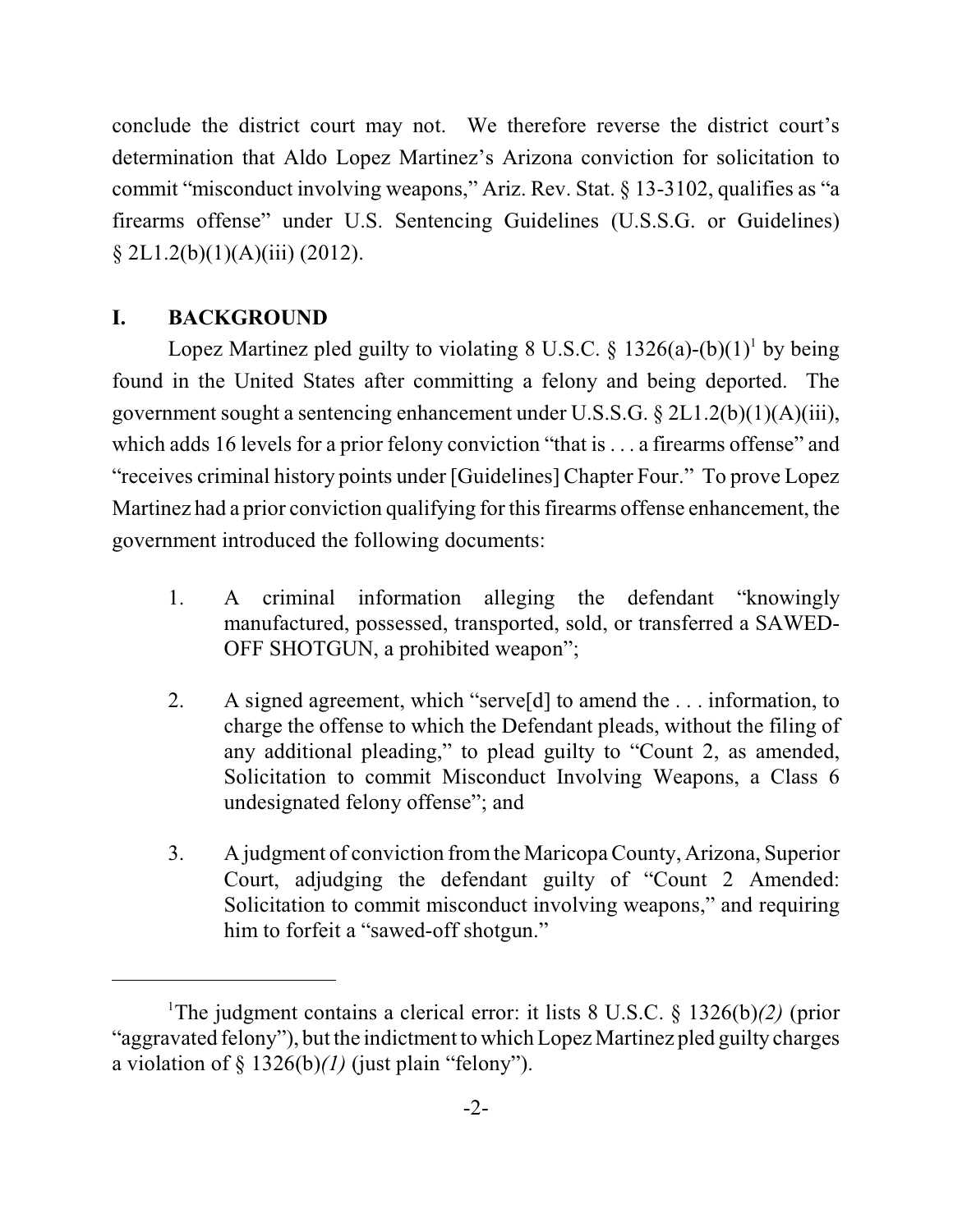conclude the district court may not. We therefore reverse the district court's determination that Aldo Lopez Martinez's Arizona conviction for solicitation to commit "misconduct involving weapons," Ariz. Rev. Stat. § 13-3102, qualifies as "a firearms offense" under U.S. Sentencing Guidelines (U.S.S.G. or Guidelines) § 2L1.2(b)(1)(A)(iii) (2012).

## I. BACKGROUND

Lopez Martinez pled guilty to violating 8 U.S.C. § 1326(a)-(b)(1)[1] by being found in the United States after committing a felony and being deported. The government sought a sentencing enhancement under U.S.S.G. § 2L1.2(b)(1)(A)(iii), which adds 16 levels for a prior felony conviction "that is . . . a firearms offense" and "receives criminal history points under [Guidelines] Chapter Four." To prove Lopez Martinez had a prior conviction qualifying for this firearms offense enhancement, the government introduced the following documents:

1. A criminal information alleging the defendant "knowingly manufactured, possessed, transported, sold, or transferred a SAWED-OFF SHOTGUN, a prohibited weapon";

2. A signed agreement, which "serve[d] to amend the . . . information, to charge the offense to which the Defendant pleads, without the filing of any additional pleading," to plead guilty to "Count 2, as amended, Solicitation to commit Misconduct Involving Weapons, a Class 6 undesignated felony offense"; and

3. A judgment of conviction from the Maricopa County, Arizona, Superior Court, adjudging the defendant guilty of "Count 2 Amended: Solicitation to commit misconduct involving weapons," and requiring him to forfeit a "sawed-off shotgun."

---

[1] The judgment contains a clerical error: it lists 8 U.S.C. § 1326(b)*(2)* (prior "aggravated felony"), but the indictment to which Lopez Martinez pled guilty charges a violation of § 1326(b)*(1)* (just plain "felony").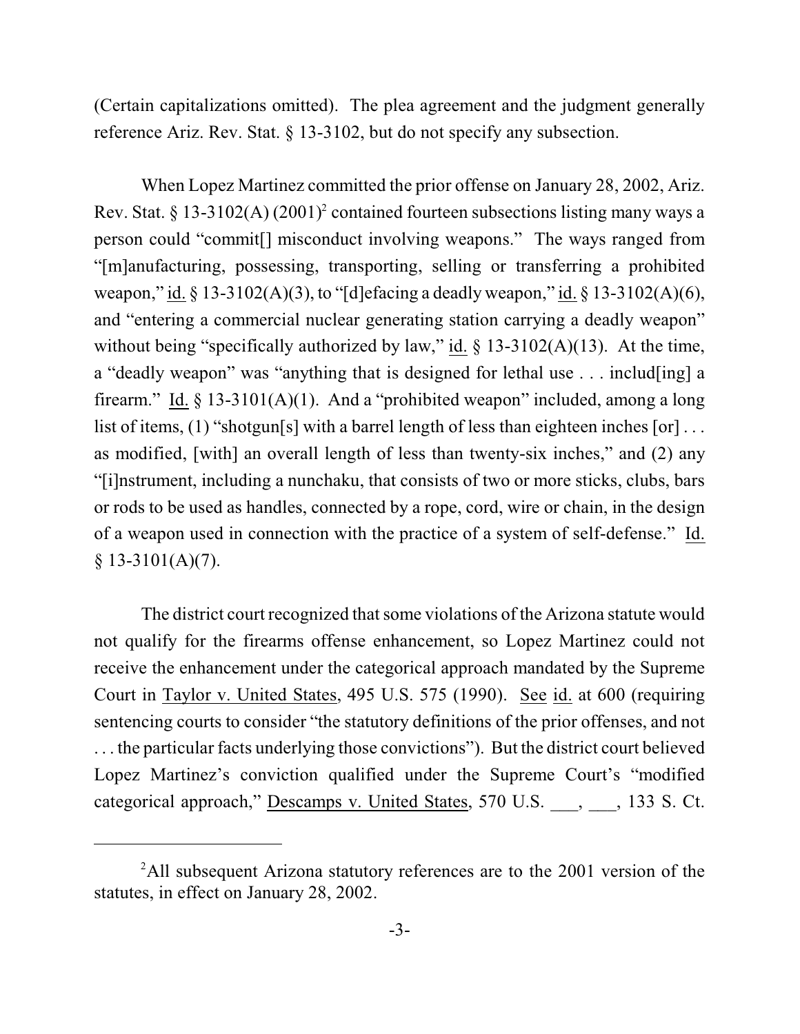(Certain capitalizations omitted). The plea agreement and the judgment generally reference Ariz. Rev. Stat. § 13-3102, but do not specify any subsection.

When Lopez Martinez committed the prior offense on January 28, 2002, Ariz. Rev. Stat. § 13-3102(A) (2001)[2] contained fourteen subsections listing many ways a person could "commit[] misconduct involving weapons." The ways ranged from "[m]anufacturing, possessing, transporting, selling or transferring a prohibited weapon," id. § 13-3102(A)(3), to "[d]efacing a deadly weapon," id. § 13-3102(A)(6), and "entering a commercial nuclear generating station carrying a deadly weapon" without being "specifically authorized by law," id. § 13-3102(A)(13). At the time, a "deadly weapon" was "anything that is designed for lethal use . . . includ[ing] a firearm." Id. § 13-3101(A)(1). And a "prohibited weapon" included, among a long list of items, (1) "shotgun[s] with a barrel length of less than eighteen inches [or] . . . as modified, [with] an overall length of less than twenty-six inches," and (2) any "[i]nstrument, including a nunchaku, that consists of two or more sticks, clubs, bars or rods to be used as handles, connected by a rope, cord, wire or chain, in the design of a weapon used in connection with the practice of a system of self-defense." Id. § 13-3101(A)(7).

The district court recognized that some violations of the Arizona statute would not qualify for the firearms offense enhancement, so Lopez Martinez could not receive the enhancement under the categorical approach mandated by the Supreme Court in Taylor v. United States, 495 U.S. 575 (1990). See id. at 600 (requiring sentencing courts to consider "the statutory definitions of the prior offenses, and not . . . the particular facts underlying those convictions"). But the district court believed Lopez Martinez's conviction qualified under the Supreme Court's "modified categorical approach," Descamps v. United States, 570 U.S. ___, ___, 133 S. Ct.

---

[2]All subsequent Arizona statutory references are to the 2001 version of the statutes, in effect on January 28, 2002.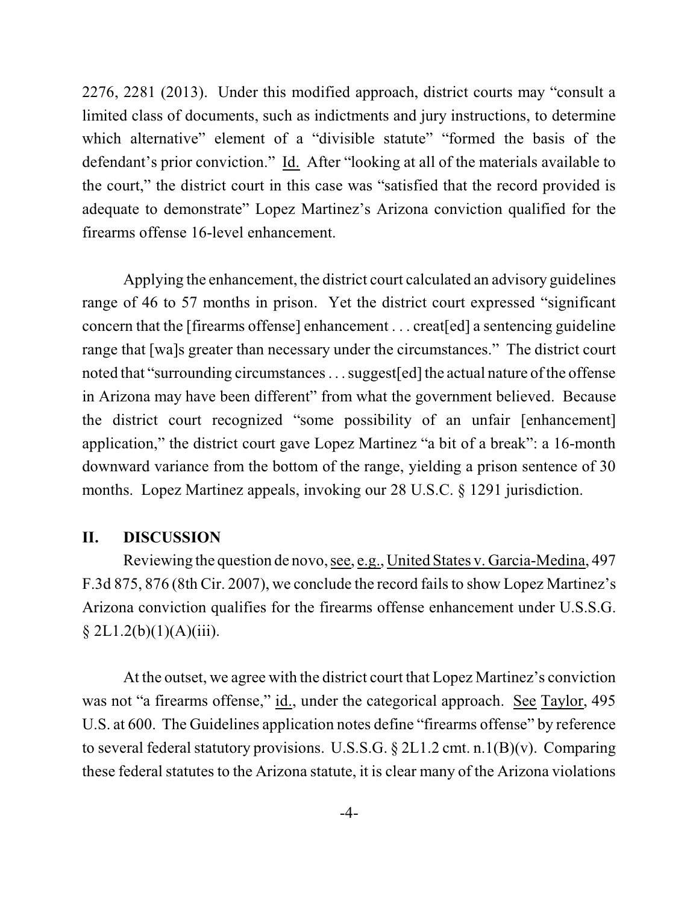2276, 2281 (2013). Under this modified approach, district courts may "consult a limited class of documents, such as indictments and jury instructions, to determine which alternative" element of a "divisible statute" "formed the basis of the defendant's prior conviction." Id. After "looking at all of the materials available to the court," the district court in this case was "satisfied that the record provided is adequate to demonstrate" Lopez Martinez's Arizona conviction qualified for the firearms offense 16-level enhancement.

Applying the enhancement, the district court calculated an advisory guidelines range of 46 to 57 months in prison. Yet the district court expressed "significant concern that the [firearms offense] enhancement . . . creat[ed] a sentencing guideline range that [wa]s greater than necessary under the circumstances." The district court noted that "surrounding circumstances . . . suggest[ed] the actual nature of the offense in Arizona may have been different" from what the government believed. Because the district court recognized "some possibility of an unfair [enhancement] application," the district court gave Lopez Martinez "a bit of a break": a 16-month downward variance from the bottom of the range, yielding a prison sentence of 30 months. Lopez Martinez appeals, invoking our 28 U.S.C. § 1291 jurisdiction.

## II. DISCUSSION

Reviewing the question de novo, see, e.g., United States v. Garcia-Medina, 497 F.3d 875, 876 (8th Cir. 2007), we conclude the record fails to show Lopez Martinez's Arizona conviction qualifies for the firearms offense enhancement under U.S.S.G. § 2L1.2(b)(1)(A)(iii).

At the outset, we agree with the district court that Lopez Martinez's conviction was not "a firearms offense," id., under the categorical approach. See Taylor, 495 U.S. at 600. The Guidelines application notes define "firearms offense" by reference to several federal statutory provisions. U.S.S.G. § 2L1.2 cmt. n.1(B)(v). Comparing these federal statutes to the Arizona statute, it is clear many of the Arizona violations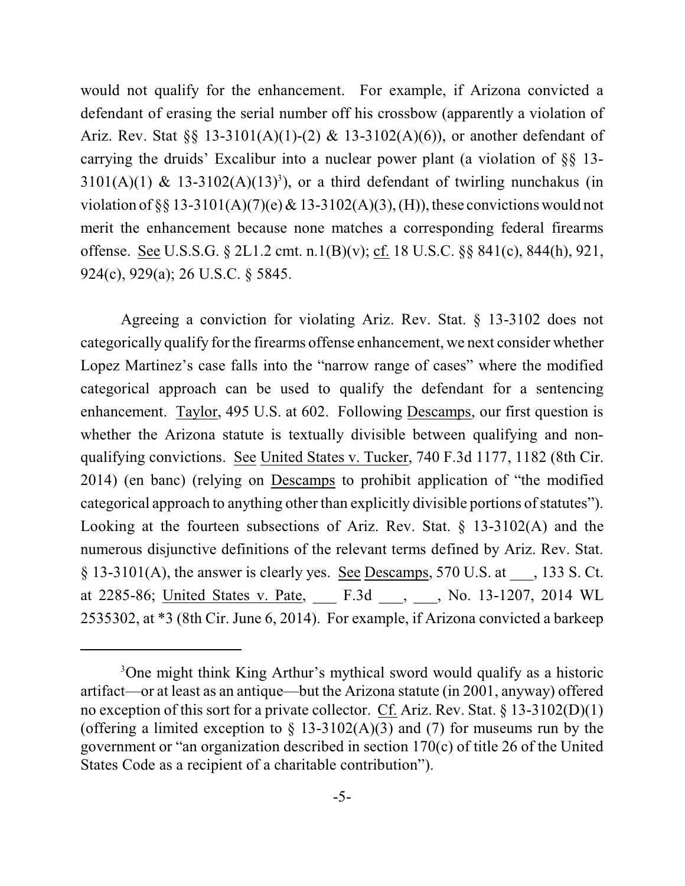would not qualify for the enhancement. For example, if Arizona convicted a defendant of erasing the serial number off his crossbow (apparently a violation of Ariz. Rev. Stat §§ 13-3101(A)(1)-(2) & 13-3102(A)(6)), or another defendant of carrying the druids' Excalibur into a nuclear power plant (a violation of §§ 13-3101(A)(1) & 13-3102(A)(13)[3]), or a third defendant of twirling nunchakus (in violation of §§ 13-3101(A)(7)(e) & 13-3102(A)(3), (H)), these convictions would not merit the enhancement because none matches a corresponding federal firearms offense. See U.S.S.G. § 2L1.2 cmt. n.1(B)(v); cf. 18 U.S.C. §§ 841(c), 844(h), 921, 924(c), 929(a); 26 U.S.C. § 5845.

Agreeing a conviction for violating Ariz. Rev. Stat. § 13-3102 does not categorically qualify for the firearms offense enhancement, we next consider whether Lopez Martinez's case falls into the "narrow range of cases" where the modified categorical approach can be used to qualify the defendant for a sentencing enhancement. Taylor, 495 U.S. at 602. Following Descamps, our first question is whether the Arizona statute is textually divisible between qualifying and non-qualifying convictions. See United States v. Tucker, 740 F.3d 1177, 1182 (8th Cir. 2014) (en banc) (relying on Descamps to prohibit application of "the modified categorical approach to anything other than explicitly divisible portions of statutes"). Looking at the fourteen subsections of Ariz. Rev. Stat. § 13-3102(A) and the numerous disjunctive definitions of the relevant terms defined by Ariz. Rev. Stat. § 13-3101(A), the answer is clearly yes. See Descamps, 570 U.S. at ___, 133 S. Ct. at 2285-86; United States v. Pate, ___ F.3d ___, ___, No. 13-1207, 2014 WL 2535302, at *3 (8th Cir. June 6, 2014). For example, if Arizona convicted a barkeep

[3]One might think King Arthur's mythical sword would qualify as a historic artifact—or at least as an antique—but the Arizona statute (in 2001, anyway) offered no exception of this sort for a private collector. Cf. Ariz. Rev. Stat. § 13-3102(D)(1) (offering a limited exception to § 13-3102(A)(3) and (7) for museums run by the government or "an organization described in section 170(c) of title 26 of the United States Code as a recipient of a charitable contribution").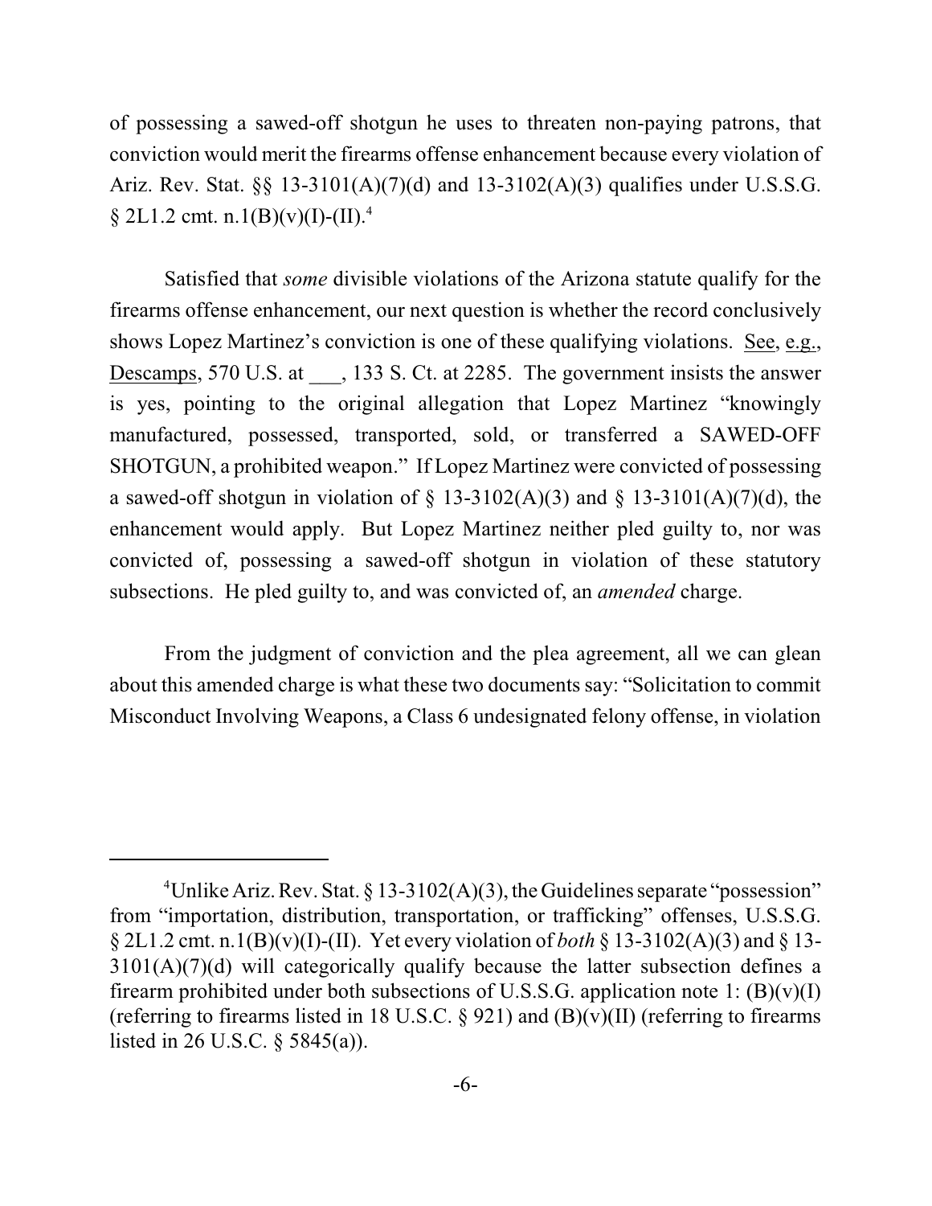of possessing a sawed-off shotgun he uses to threaten non-paying patrons, that conviction would merit the firearms offense enhancement because every violation of Ariz. Rev. Stat. §§ 13-3101(A)(7)(d) and 13-3102(A)(3) qualifies under U.S.S.G. § 2L1.2 cmt. n.1(B)(v)(I)-(II).[4]

Satisfied that *some* divisible violations of the Arizona statute qualify for the firearms offense enhancement, our next question is whether the record conclusively shows Lopez Martinez's conviction is one of these qualifying violations. See, e.g., Descamps, 570 U.S. at ___, 133 S. Ct. at 2285. The government insists the answer is yes, pointing to the original allegation that Lopez Martinez "knowingly manufactured, possessed, transported, sold, or transferred a SAWED-OFF SHOTGUN, a prohibited weapon." If Lopez Martinez were convicted of possessing a sawed-off shotgun in violation of § 13-3102(A)(3) and § 13-3101(A)(7)(d), the enhancement would apply. But Lopez Martinez neither pled guilty to, nor was convicted of, possessing a sawed-off shotgun in violation of these statutory subsections. He pled guilty to, and was convicted of, an *amended* charge.

From the judgment of conviction and the plea agreement, all we can glean about this amended charge is what these two documents say: "Solicitation to commit Misconduct Involving Weapons, a Class 6 undesignated felony offense, in violation

---

[4]Unlike Ariz. Rev. Stat. § 13-3102(A)(3), the Guidelines separate "possession" from "importation, distribution, transportation, or trafficking" offenses, U.S.S.G. § 2L1.2 cmt. n.1(B)(v)(I)-(II). Yet every violation of *both* § 13-3102(A)(3) and § 13-3101(A)(7)(d) will categorically qualify because the latter subsection defines a firearm prohibited under both subsections of U.S.S.G. application note 1: (B)(v)(I) (referring to firearms listed in 18 U.S.C. § 921) and (B)(v)(II) (referring to firearms listed in 26 U.S.C. § 5845(a)).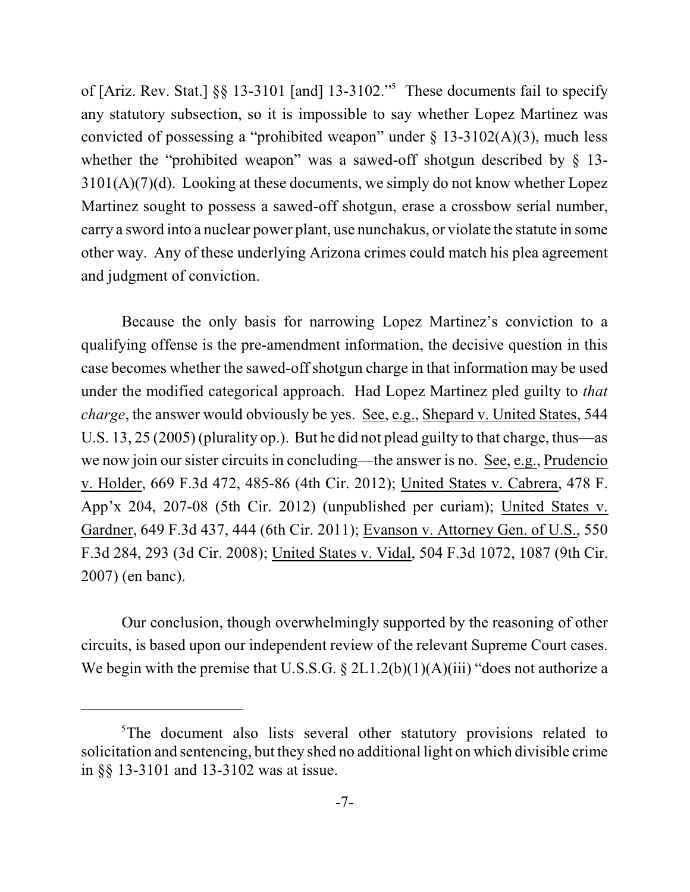of [Ariz. Rev. Stat.] §§ 13-3101 [and] 13-3102."[5] These documents fail to specify any statutory subsection, so it is impossible to say whether Lopez Martinez was convicted of possessing a "prohibited weapon" under § 13-3102(A)(3), much less whether the "prohibited weapon" was a sawed-off shotgun described by § 13-3101(A)(7)(d). Looking at these documents, we simply do not know whether Lopez Martinez sought to possess a sawed-off shotgun, erase a crossbow serial number, carry a sword into a nuclear power plant, use nunchakus, or violate the statute in some other way. Any of these underlying Arizona crimes could match his plea agreement and judgment of conviction.

Because the only basis for narrowing Lopez Martinez's conviction to a qualifying offense is the pre-amendment information, the decisive question in this case becomes whether the sawed-off shotgun charge in that information may be used under the modified categorical approach. Had Lopez Martinez pled guilty to *that charge*, the answer would obviously be yes. See, e.g., Shepard v. United States, 544 U.S. 13, 25 (2005) (plurality op.). But he did not plead guilty to that charge, thus—as we now join our sister circuits in concluding—the answer is no. See, e.g., Prudencio v. Holder, 669 F.3d 472, 485-86 (4th Cir. 2012); United States v. Cabrera, 478 F. App'x 204, 207-08 (5th Cir. 2012) (unpublished per curiam); United States v. Gardner, 649 F.3d 437, 444 (6th Cir. 2011); Evanson v. Attorney Gen. of U.S., 550 F.3d 284, 293 (3d Cir. 2008); United States v. Vidal, 504 F.3d 1072, 1087 (9th Cir. 2007) (en banc).

Our conclusion, though overwhelmingly supported by the reasoning of other circuits, is based upon our independent review of the relevant Supreme Court cases. We begin with the premise that U.S.S.G. § 2L1.2(b)(1)(A)(iii) "does not authorize a

[5] The document also lists several other statutory provisions related to solicitation and sentencing, but they shed no additional light on which divisible crime in §§ 13-3101 and 13-3102 was at issue.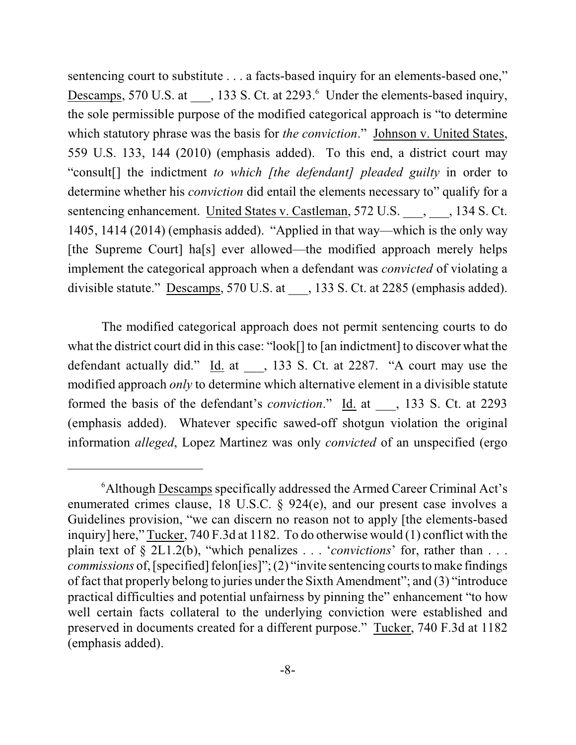sentencing court to substitute . . . a facts-based inquiry for an elements-based one," Descamps, 570 U.S. at ___, 133 S. Ct. at 2293.[6] Under the elements-based inquiry, the sole permissible purpose of the modified categorical approach is "to determine which statutory phrase was the basis for *the conviction*." Johnson v. United States, 559 U.S. 133, 144 (2010) (emphasis added). To this end, a district court may "consult[] the indictment *to which [the defendant] pleaded guilty* in order to determine whether his *conviction* did entail the elements necessary to" qualify for a sentencing enhancement. United States v. Castleman, 572 U.S. ___, ___, 134 S. Ct. 1405, 1414 (2014) (emphasis added). "Applied in that way—which is the only way [the Supreme Court] ha[s] ever allowed—the modified approach merely helps implement the categorical approach when a defendant was *convicted* of violating a divisible statute." Descamps, 570 U.S. at ___, 133 S. Ct. at 2285 (emphasis added).

The modified categorical approach does not permit sentencing courts to do what the district court did in this case: "look[] to [an indictment] to discover what the defendant actually did." Id. at ___, 133 S. Ct. at 2287. "A court may use the modified approach *only* to determine which alternative element in a divisible statute formed the basis of the defendant's *conviction*." Id. at ___, 133 S. Ct. at 2293 (emphasis added). Whatever specific sawed-off shotgun violation the original information *alleged*, Lopez Martinez was only *convicted* of an unspecified (ergo

[6] Although Descamps specifically addressed the Armed Career Criminal Act's enumerated crimes clause, 18 U.S.C. § 924(e), and our present case involves a Guidelines provision, "we can discern no reason not to apply [the elements-based inquiry] here," Tucker, 740 F.3d at 1182. To do otherwise would (1) conflict with the plain text of § 2L1.2(b), "which penalizes . . . '*convictions*' for, rather than . . . *commissions* of, [specified] felon[ies]"; (2) "invite sentencing courts to make findings of fact that properly belong to juries under the Sixth Amendment"; and (3) "introduce practical difficulties and potential unfairness by pinning the" enhancement "to how well certain facts collateral to the underlying conviction were established and preserved in documents created for a different purpose." Tucker, 740 F.3d at 1182 (emphasis added).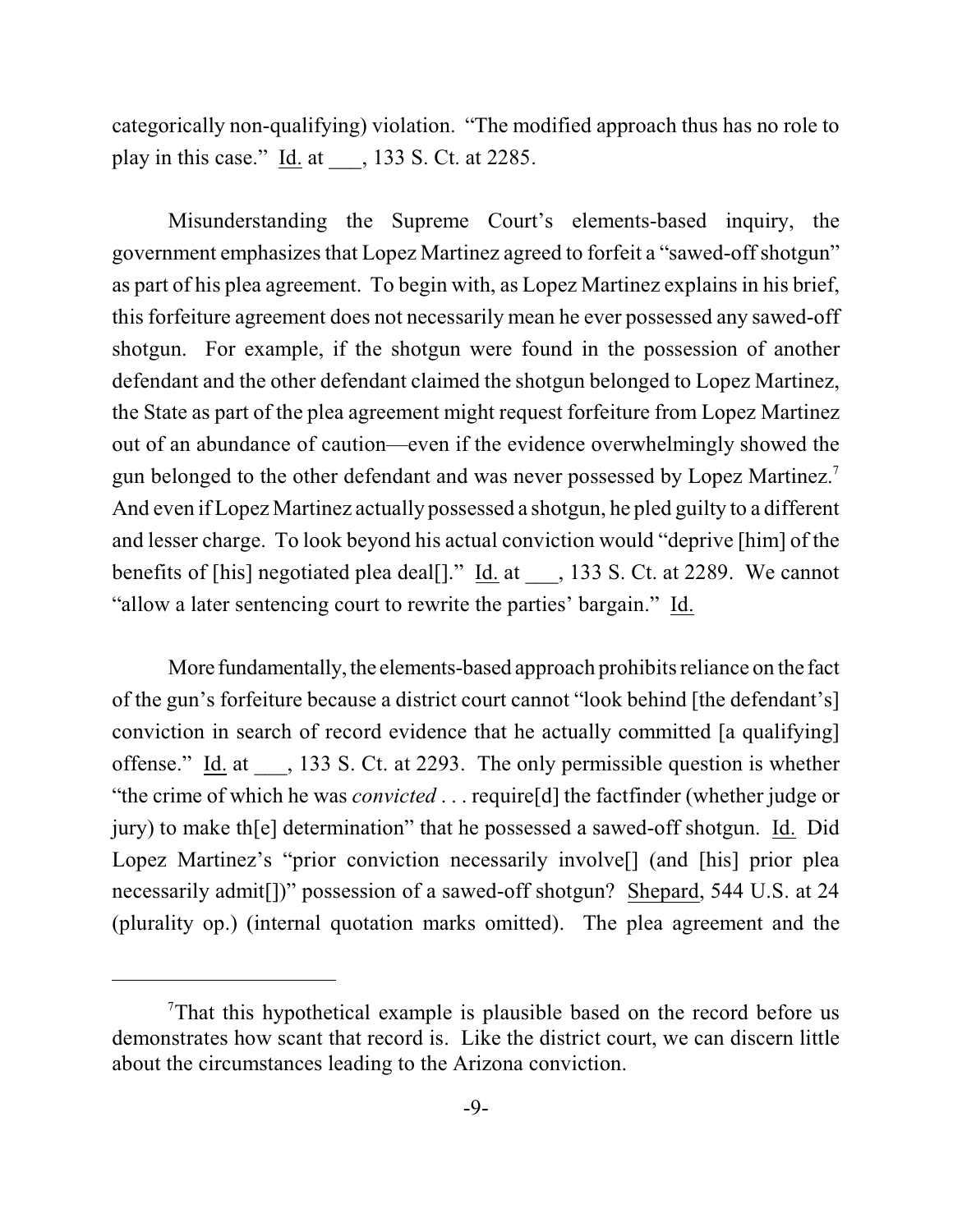categorically non-qualifying) violation. "The modified approach thus has no role to play in this case." Id. at ___, 133 S. Ct. at 2285.

Misunderstanding the Supreme Court's elements-based inquiry, the government emphasizes that Lopez Martinez agreed to forfeit a "sawed-off shotgun" as part of his plea agreement. To begin with, as Lopez Martinez explains in his brief, this forfeiture agreement does not necessarily mean he ever possessed any sawed-off shotgun. For example, if the shotgun were found in the possession of another defendant and the other defendant claimed the shotgun belonged to Lopez Martinez, the State as part of the plea agreement might request forfeiture from Lopez Martinez out of an abundance of caution—even if the evidence overwhelmingly showed the gun belonged to the other defendant and was never possessed by Lopez Martinez.[7] And even if Lopez Martinez actually possessed a shotgun, he pled guilty to a different and lesser charge. To look beyond his actual conviction would "deprive [him] of the benefits of [his] negotiated plea deal[]." Id. at ___, 133 S. Ct. at 2289. We cannot "allow a later sentencing court to rewrite the parties' bargain." Id.

More fundamentally, the elements-based approach prohibits reliance on the fact of the gun's forfeiture because a district court cannot "look behind [the defendant's] conviction in search of record evidence that he actually committed [a qualifying] offense." Id. at ___, 133 S. Ct. at 2293. The only permissible question is whether "the crime of which he was *convicted* . . . require[d] the factfinder (whether judge or jury) to make th[e] determination" that he possessed a sawed-off shotgun. Id. Did Lopez Martinez's "prior conviction necessarily involve[] (and [his] prior plea necessarily admit[])" possession of a sawed-off shotgun? Shepard, 544 U.S. at 24 (plurality op.) (internal quotation marks omitted). The plea agreement and the

---

[7]That this hypothetical example is plausible based on the record before us demonstrates how scant that record is. Like the district court, we can discern little about the circumstances leading to the Arizona conviction.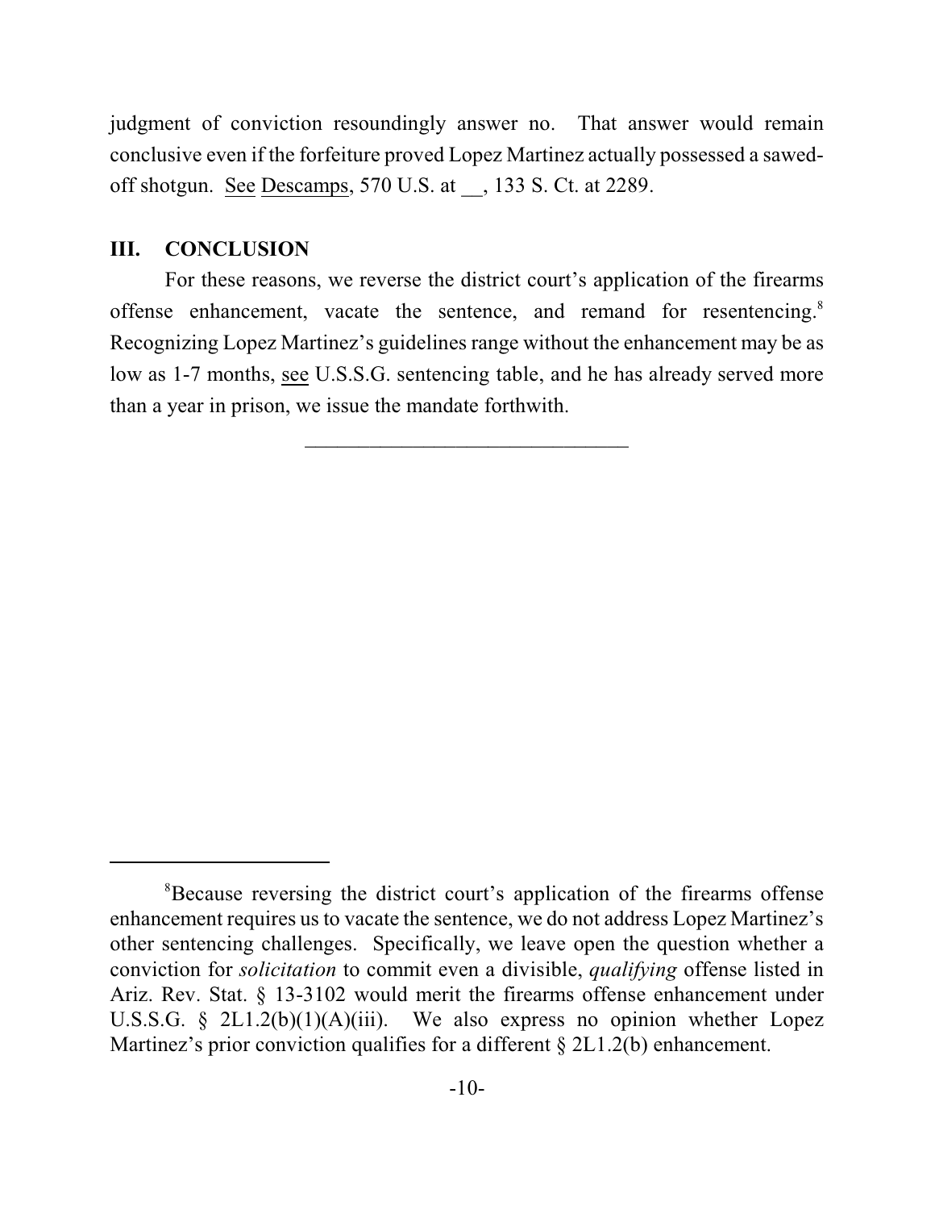judgment of conviction resoundingly answer no. That answer would remain conclusive even if the forfeiture proved Lopez Martinez actually possessed a sawed-off shotgun. See Descamps, 570 U.S. at __, 133 S. Ct. at 2289.

## III. CONCLUSION

For these reasons, we reverse the district court's application of the firearms offense enhancement, vacate the sentence, and remand for resentencing.[8] Recognizing Lopez Martinez's guidelines range without the enhancement may be as low as 1-7 months, see U.S.S.G. sentencing table, and he has already served more than a year in prison, we issue the mandate forthwith.

______________________________

[8]Because reversing the district court's application of the firearms offense enhancement requires us to vacate the sentence, we do not address Lopez Martinez's other sentencing challenges. Specifically, we leave open the question whether a conviction for *solicitation* to commit even a divisible, *qualifying* offense listed in Ariz. Rev. Stat. § 13-3102 would merit the firearms offense enhancement under U.S.S.G. § 2L1.2(b)(1)(A)(iii). We also express no opinion whether Lopez Martinez's prior conviction qualifies for a different § 2L1.2(b) enhancement.